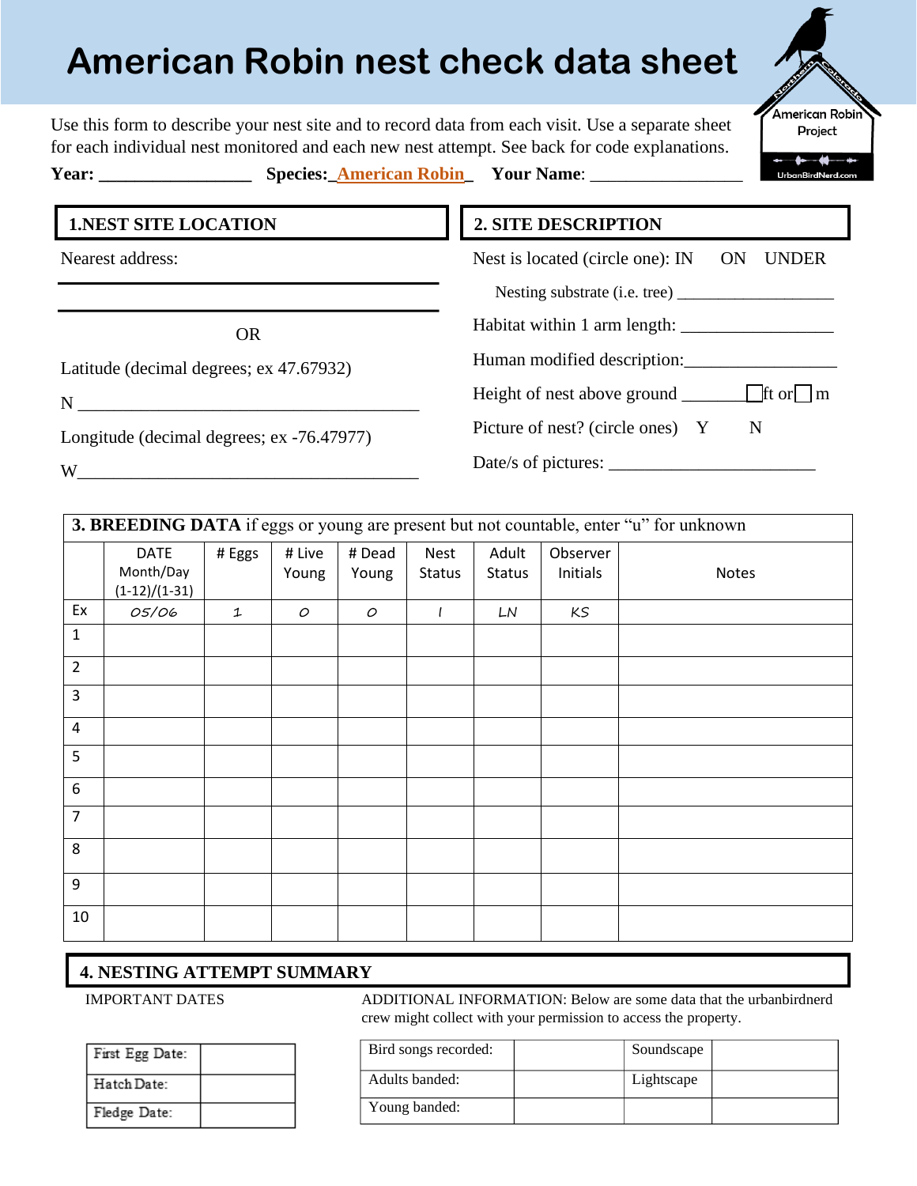# American Robin nest check data sheet

American Robin Project
UrbanBirdNerd.com

Use this form to describe your nest site and to record data from each visit. Use a separate sheet for each individual nest monitored and each new nest attempt. See back for code explanations.

**Year:** _________________ **Species:** _American Robin_ **Your Name**: _________________

## 1.NEST SITE LOCATION

Nearest address:

_________________________________________

_________________________________________

OR

Latitude (decimal degrees; ex 47.67932)

N _______________________________________

Longitude (decimal degrees; ex -76.47977)

W_______________________________________

## 2. SITE DESCRIPTION

Nest is located (circle one): IN ON UNDER

Nesting substrate (i.e. tree) ___________________

Habitat within 1 arm length: _________________

Human modified description:_________________

Height of nest above ground ________☐ft or☐ m

Picture of nest? (circle ones) Y N

Date/s of pictures: _______________________

## 3. BREEDING DATA if eggs or young are present but not countable, enter "u" for unknown

| | DATE Month/Day (1-12)/(1-31) | # Eggs | # Live Young | # Dead Young | Nest Status | Adult Status | Observer Initials | Notes |
|---|---|---|---|---|---|---|---|---|
| Ex | 05/06 | 1 | 0 | 0 | I | LN | KS | |
| 1 | | | | | | | | |
| 2 | | | | | | | | |
| 3 | | | | | | | | |
| 4 | | | | | | | | |
| 5 | | | | | | | | |
| 6 | | | | | | | | |
| 7 | | | | | | | | |
| 8 | | | | | | | | |
| 9 | | | | | | | | |
| 10 | | | | | | | | |

## 4. NESTING ATTEMPT SUMMARY

IMPORTANT DATES

| First Egg Date: | |
|---|---|
| Hatch Date: | |
| Fledge Date: | |

ADDITIONAL INFORMATION: Below are some data that the urbanbirdnerd crew might collect with your permission to access the property.

| Bird songs recorded: | | Soundscape | |
|---|---|---|---|
| Adults banded: | | Lightscape | |
| Young banded: | | | |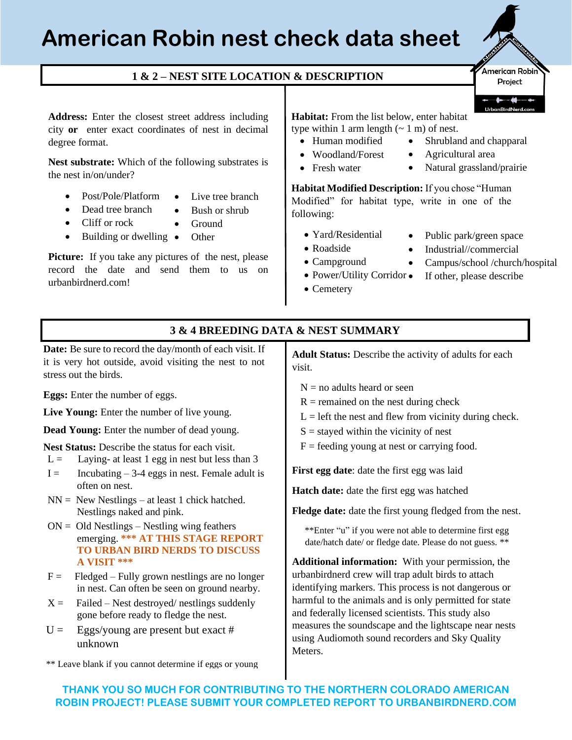# American Robin nest check data sheet

Northern Colorado American Robin Project
UrbanBirdNerd.com

## 1 & 2 – NEST SITE LOCATION & DESCRIPTION

**Address:** Enter the closest street address including city **or** enter exact coordinates of nest in decimal degree format.

**Nest substrate:** Which of the following substrates is the nest in/on/under?

- Post/Pole/Platform
- Live tree branch
- Dead tree branch
- Bush or shrub
- Cliff or rock
- Ground
- Building or dwelling
- Other

**Picture:** If you take any pictures of the nest, please record the date and send them to us on urbanbirdnerd.com!

**Habitat:** From the list below, enter habitat type within 1 arm length (~ 1 m) of nest.

- Human modified
- Shrubland and chapparal
- Woodland/Forest
- Agricultural area
- Fresh water
- Natural grassland/prairie

**Habitat Modified Description:** If you chose "Human Modified" for habitat type, write in one of the following:

- Yard/Residential
- Public park/green space
- Roadside
- Industrial//commercial
- Campground
- Campus/school /church/hospital
- Power/Utility Corridor
- If other, please describe
- Cemetery

## 3 & 4 BREEDING DATA & NEST SUMMARY

**Date:** Be sure to record the day/month of each visit. If it is very hot outside, avoid visiting the nest to not stress out the birds.

**Eggs:** Enter the number of eggs.

**Live Young:** Enter the number of live young.

**Dead Young:** Enter the number of dead young.

**Nest Status:** Describe the status for each visit.

L = Laying- at least 1 egg in nest but less than 3

I = Incubating – 3-4 eggs in nest. Female adult is often on nest.

NN = New Nestlings – at least 1 chick hatched. Nestlings naked and pink.

ON = Old Nestlings – Nestling wing feathers emerging. **\*\*\* AT THIS STAGE REPORT TO URBAN BIRD NERDS TO DISCUSS A VISIT \*\*\***

F = Fledged – Fully grown nestlings are no longer in nest. Can often be seen on ground nearby.

X = Failed – Nest destroyed/ nestlings suddenly gone before ready to fledge the nest.

U = Eggs/young are present but exact # unknown

** Leave blank if you cannot determine if eggs or young

**Adult Status:** Describe the activity of adults for each visit.

N = no adults heard or seen

R = remained on the nest during check

L = left the nest and flew from vicinity during check.

S = stayed within the vicinity of nest

F = feeding young at nest or carrying food.

**First egg date**: date the first egg was laid

**Hatch date:** date the first egg was hatched

**Fledge date:** date the first young fledged from the nest.

**Enter "u" if you were not able to determine first egg date/hatch date/ or fledge date. Please do not guess. **

**Additional information:** With your permission, the urbanbirdnerd crew will trap adult birds to attach identifying markers. This process is not dangerous or harmful to the animals and is only permitted for state and federally licensed scientists. This study also measures the soundscape and the lightscape near nests using Audiomoth sound recorders and Sky Quality Meters.

**THANK YOU SO MUCH FOR CONTRIBUTING TO THE NORTHERN COLORADO AMERICAN ROBIN PROJECT! PLEASE SUBMIT YOUR COMPLETED REPORT TO URBANBIRDNERD.COM**